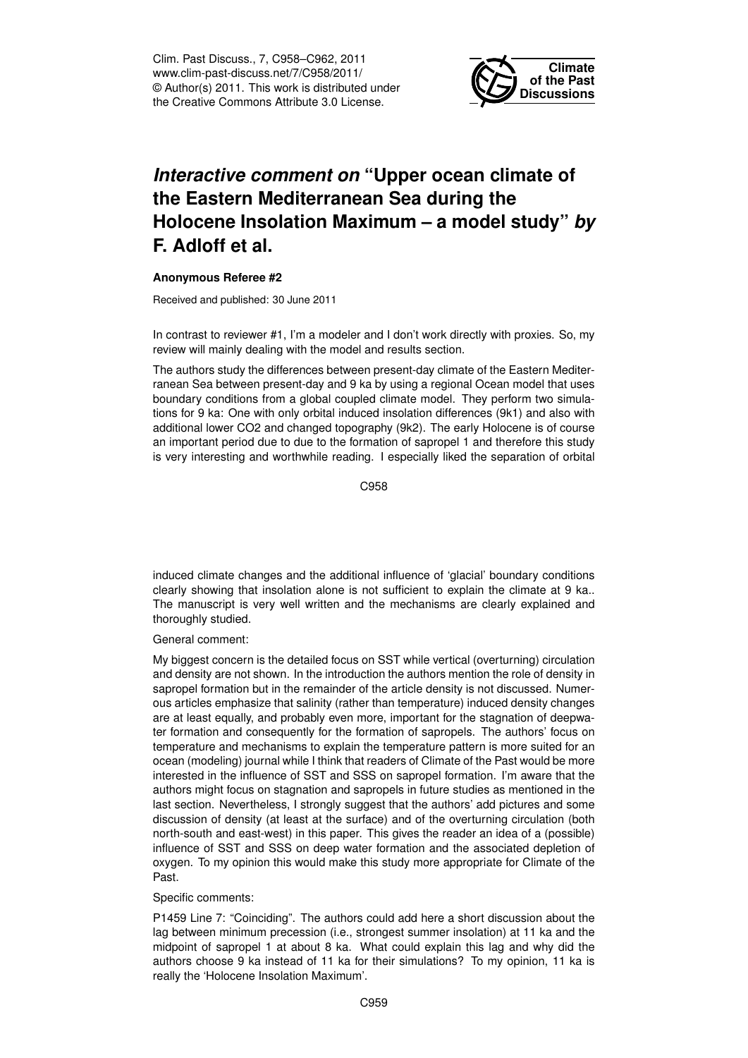# *Interactive comment on* "Upper ocean climate of the Eastern Mediterranean Sea during the Holocene Insolation Maximum – a model study" *by* F. Adloff et al.

**Anonymous Referee #2**

Received and published: 30 June 2011

In contrast to reviewer #1, I'm a modeler and I don't work directly with proxies. So, my review will mainly dealing with the model and results section.

The authors study the differences between present-day climate of the Eastern Mediterranean Sea between present-day and 9 ka by using a regional Ocean model that uses boundary conditions from a global coupled climate model. They perform two simulations for 9 ka: One with only orbital induced insolation differences (9k1) and also with additional lower CO2 and changed topography (9k2). The early Holocene is of course an important period due to due to the formation of sapropel 1 and therefore this study is very interesting and worthwhile reading. I especially liked the separation of orbital induced climate changes and the additional influence of 'glacial' boundary conditions clearly showing that insolation alone is not sufficient to explain the climate at 9 ka.. The manuscript is very well written and the mechanisms are clearly explained and thoroughly studied.

General comment:

My biggest concern is the detailed focus on SST while vertical (overturning) circulation and density are not shown. In the introduction the authors mention the role of density in sapropel formation but in the remainder of the article density is not discussed. Numerous articles emphasize that salinity (rather than temperature) induced density changes are at least equally, and probably even more, important for the stagnation of deepwater formation and consequently for the formation of sapropels. The authors' focus on temperature and mechanisms to explain the temperature pattern is more suited for an ocean (modeling) journal while I think that readers of Climate of the Past would be more interested in the influence of SST and SSS on sapropel formation. I'm aware that the authors might focus on stagnation and sapropels in future studies as mentioned in the last section. Nevertheless, I strongly suggest that the authors' add pictures and some discussion of density (at least at the surface) and of the overturning circulation (both north-south and east-west) in this paper. This gives the reader an idea of a (possible) influence of SST and SSS on deep water formation and the associated depletion of oxygen. To my opinion this would make this study more appropriate for Climate of the Past.

Specific comments:

P1459 Line 7: "Coinciding". The authors could add here a short discussion about the lag between minimum precession (i.e., strongest summer insolation) at 11 ka and the midpoint of sapropel 1 at about 8 ka. What could explain this lag and why did the authors choose 9 ka instead of 11 ka for their simulations? To my opinion, 11 ka is really the 'Holocene Insolation Maximum'.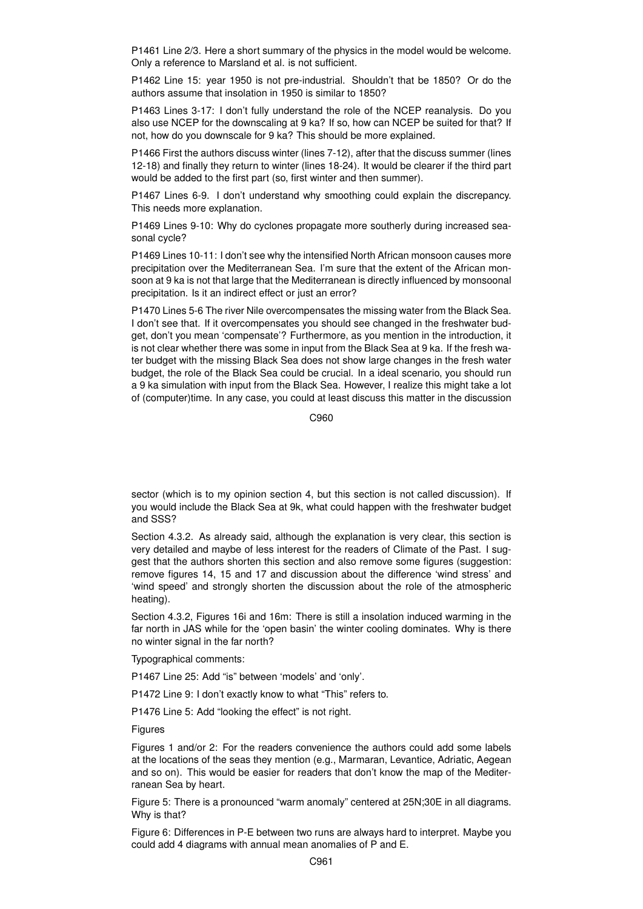P1461 Line 2/3. Here a short summary of the physics in the model would be welcome. Only a reference to Marsland et al. is not sufficient.

P1462 Line 15: year 1950 is not pre-industrial. Shouldn't that be 1850? Or do the authors assume that insolation in 1950 is similar to 1850?

P1463 Lines 3-17: I don't fully understand the role of the NCEP reanalysis. Do you also use NCEP for the downscaling at 9 ka? If so, how can NCEP be suited for that? If not, how do you downscale for 9 ka? This should be more explained.

P1466 First the authors discuss winter (lines 7-12), after that the discuss summer (lines 12-18) and finally they return to winter (lines 18-24). It would be clearer if the third part would be added to the first part (so, first winter and then summer).

P1467 Lines 6-9. I don't understand why smoothing could explain the discrepancy. This needs more explanation.

P1469 Lines 9-10: Why do cyclones propagate more southerly during increased seasonal cycle?

P1469 Lines 10-11: I don't see why the intensified North African monsoon causes more precipitation over the Mediterranean Sea. I'm sure that the extent of the African monsoon at 9 ka is not that large that the Mediterranean is directly influenced by monsoonal precipitation. Is it an indirect effect or just an error?

P1470 Lines 5-6 The river Nile overcompensates the missing water from the Black Sea. I don't see that. If it overcompensates you should see changed in the freshwater budget, don't you mean 'compensate'? Furthermore, as you mention in the introduction, it is not clear whether there was some in input from the Black Sea at 9 ka. If the fresh water budget with the missing Black Sea does not show large changes in the fresh water budget, the role of the Black Sea could be crucial. In a ideal scenario, you should run a 9 ka simulation with input from the Black Sea. However, I realize this might take a lot of (computer)time. In any case, you could at least discuss this matter in the discussion sector (which is to my opinion section 4, but this section is not called discussion). If you would include the Black Sea at 9k, what could happen with the freshwater budget and SSS?

Section 4.3.2. As already said, although the explanation is very clear, this section is very detailed and maybe of less interest for the readers of Climate of the Past. I suggest that the authors shorten this section and also remove some figures (suggestion: remove figures 14, 15 and 17 and discussion about the difference 'wind stress' and 'wind speed' and strongly shorten the discussion about the role of the atmospheric heating).

Section 4.3.2, Figures 16i and 16m: There is still a insolation induced warming in the far north in JAS while for the 'open basin' the winter cooling dominates. Why is there no winter signal in the far north?

Typographical comments:

P1467 Line 25: Add "is" between 'models' and 'only'.

P1472 Line 9: I don't exactly know to what "This" refers to.

P1476 Line 5: Add "looking the effect" is not right.

Figures

Figures 1 and/or 2: For the readers convenience the authors could add some labels at the locations of the seas they mention (e.g., Marmaran, Levantice, Adriatic, Aegean and so on). This would be easier for readers that don't know the map of the Mediterranean Sea by heart.

Figure 5: There is a pronounced "warm anomaly" centered at 25N;30E in all diagrams. Why is that?

Figure 6: Differences in P-E between two runs are always hard to interpret. Maybe you could add 4 diagrams with annual mean anomalies of P and E.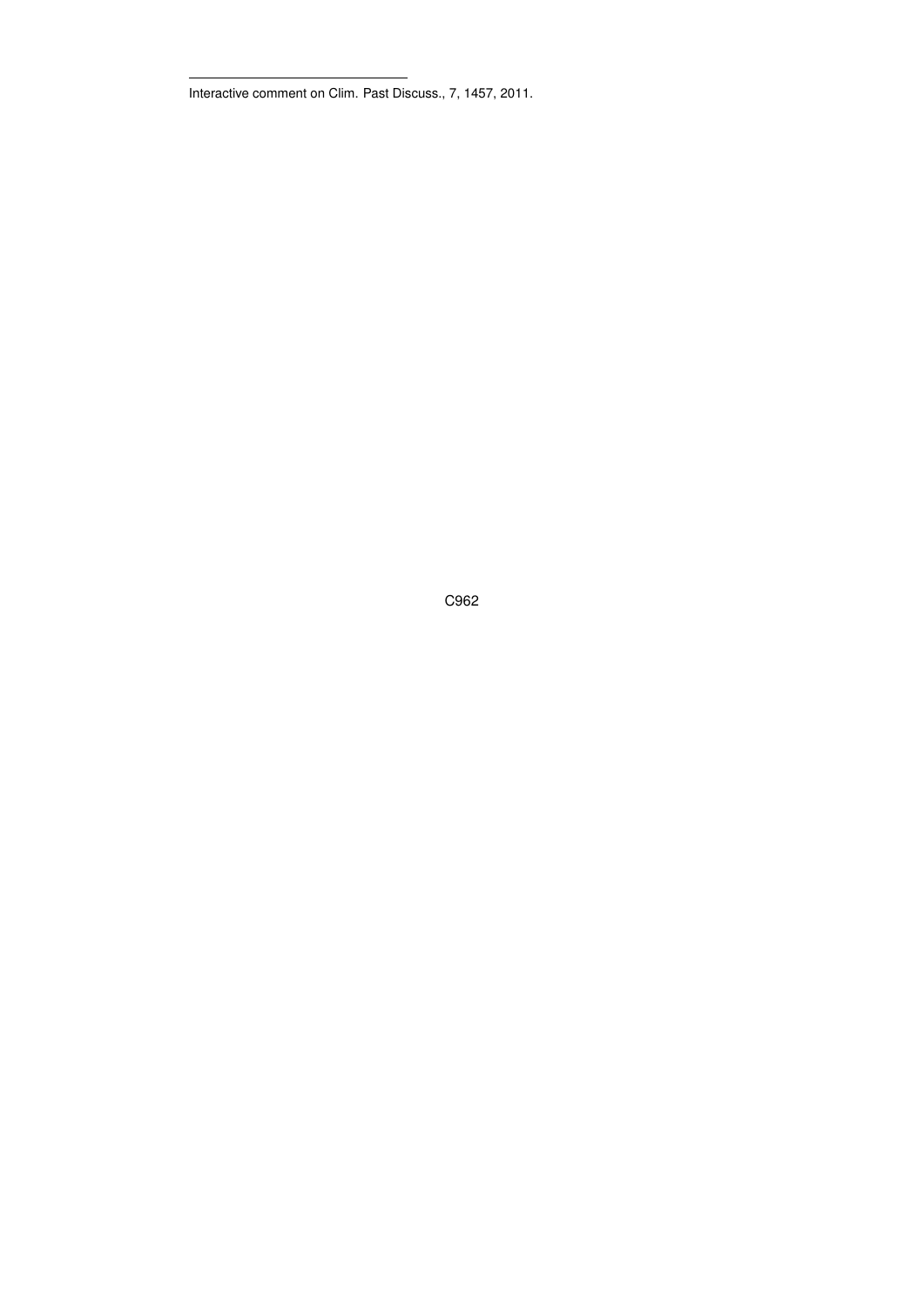Interactive comment on Clim. Past Discuss., 7, 1457, 2011.